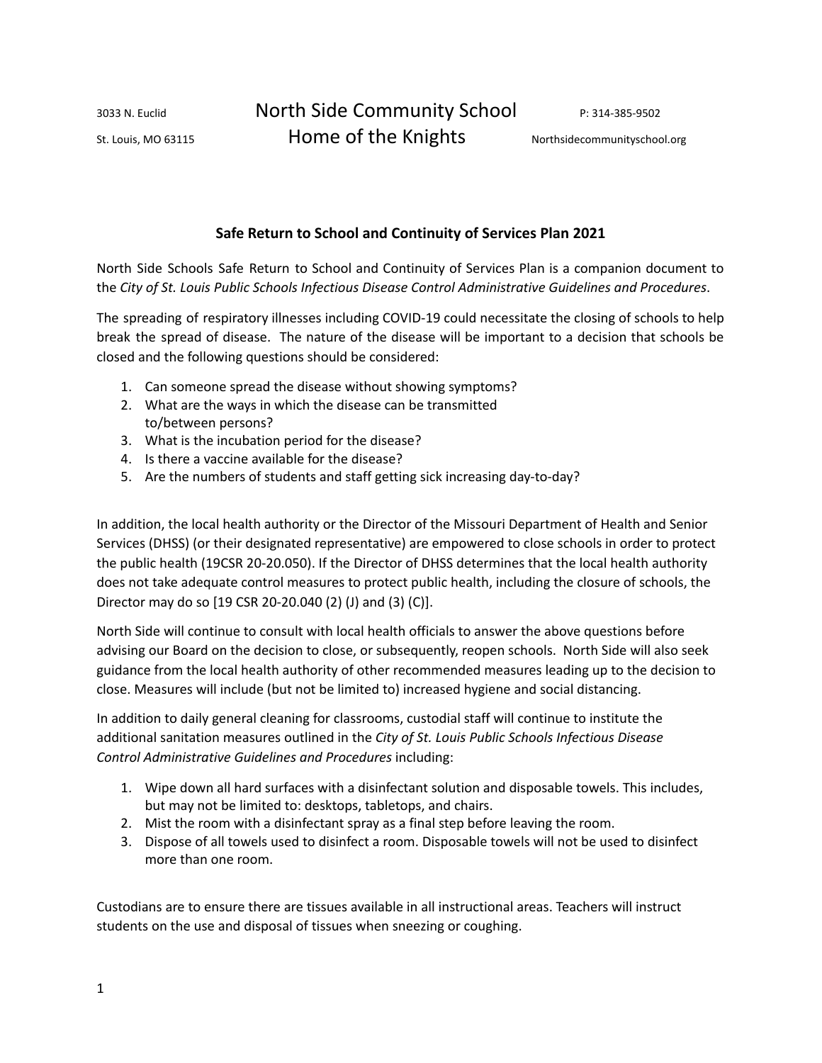3033 N. Euclid

St. Louis, MO 63115

# North Side Community School
## Home of the Knights

P: 314-385-9502

Northsidecommunityschool.org

### Safe Return to School and Continuity of Services Plan 2021

North Side Schools Safe Return to School and Continuity of Services Plan is a companion document to the *City of St. Louis Public Schools Infectious Disease Control Administrative Guidelines and Procedures*.

The spreading of respiratory illnesses including COVID-19 could necessitate the closing of schools to help break the spread of disease. The nature of the disease will be important to a decision that schools be closed and the following questions should be considered:

1. Can someone spread the disease without showing symptoms?
2. What are the ways in which the disease can be transmitted to/between persons?
3. What is the incubation period for the disease?
4. Is there a vaccine available for the disease?
5. Are the numbers of students and staff getting sick increasing day-to-day?

In addition, the local health authority or the Director of the Missouri Department of Health and Senior Services (DHSS) (or their designated representative) are empowered to close schools in order to protect the public health (19CSR 20-20.050). If the Director of DHSS determines that the local health authority does not take adequate control measures to protect public health, including the closure of schools, the Director may do so [19 CSR 20-20.040 (2) (J) and (3) (C)].

North Side will continue to consult with local health officials to answer the above questions before advising our Board on the decision to close, or subsequently, reopen schools. North Side will also seek guidance from the local health authority of other recommended measures leading up to the decision to close. Measures will include (but not be limited to) increased hygiene and social distancing.

In addition to daily general cleaning for classrooms, custodial staff will continue to institute the additional sanitation measures outlined in the *City of St. Louis Public Schools Infectious Disease Control Administrative Guidelines and Procedures* including:

1. Wipe down all hard surfaces with a disinfectant solution and disposable towels. This includes, but may not be limited to: desktops, tabletops, and chairs.
2. Mist the room with a disinfectant spray as a final step before leaving the room.
3. Dispose of all towels used to disinfect a room. Disposable towels will not be used to disinfect more than one room.

Custodians are to ensure there are tissues available in all instructional areas. Teachers will instruct students on the use and disposal of tissues when sneezing or coughing.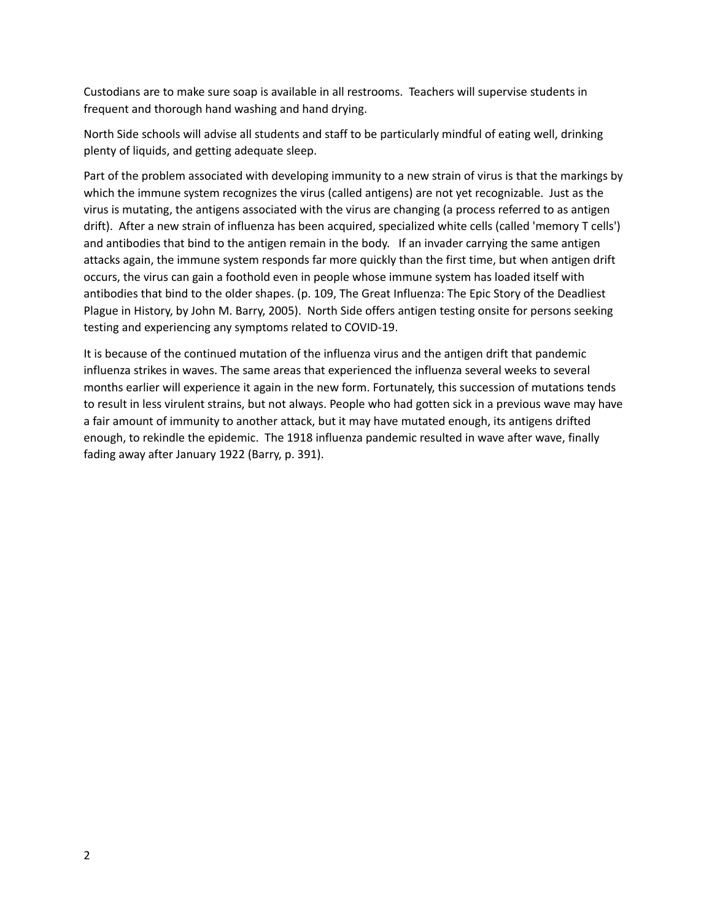Custodians are to make sure soap is available in all restrooms. Teachers will supervise students in frequent and thorough hand washing and hand drying.

North Side schools will advise all students and staff to be particularly mindful of eating well, drinking plenty of liquids, and getting adequate sleep.

Part of the problem associated with developing immunity to a new strain of virus is that the markings by which the immune system recognizes the virus (called antigens) are not yet recognizable. Just as the virus is mutating, the antigens associated with the virus are changing (a process referred to as antigen drift). After a new strain of influenza has been acquired, specialized white cells (called 'memory T cells') and antibodies that bind to the antigen remain in the body. If an invader carrying the same antigen attacks again, the immune system responds far more quickly than the first time, but when antigen drift occurs, the virus can gain a foothold even in people whose immune system has loaded itself with antibodies that bind to the older shapes. (p. 109, The Great Influenza: The Epic Story of the Deadliest Plague in History, by John M. Barry, 2005). North Side offers antigen testing onsite for persons seeking testing and experiencing any symptoms related to COVID-19.

It is because of the continued mutation of the influenza virus and the antigen drift that pandemic influenza strikes in waves. The same areas that experienced the influenza several weeks to several months earlier will experience it again in the new form. Fortunately, this succession of mutations tends to result in less virulent strains, but not always. People who had gotten sick in a previous wave may have a fair amount of immunity to another attack, but it may have mutated enough, its antigens drifted enough, to rekindle the epidemic. The 1918 influenza pandemic resulted in wave after wave, finally fading away after January 1922 (Barry, p. 391).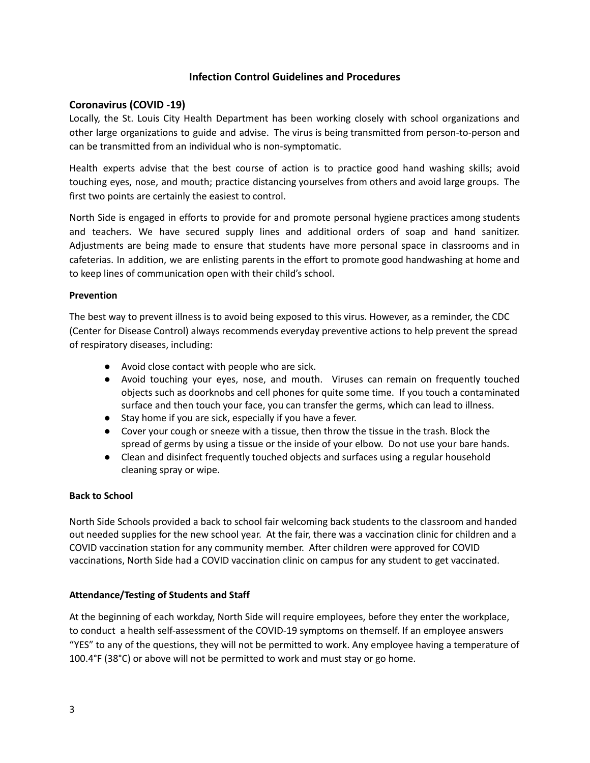# Infection Control Guidelines and Procedures

## Coronavirus (COVID -19)

Locally, the St. Louis City Health Department has been working closely with school organizations and other large organizations to guide and advise. The virus is being transmitted from person-to-person and can be transmitted from an individual who is non-symptomatic.

Health experts advise that the best course of action is to practice good hand washing skills; avoid touching eyes, nose, and mouth; practice distancing yourselves from others and avoid large groups. The first two points are certainly the easiest to control.

North Side is engaged in efforts to provide for and promote personal hygiene practices among students and teachers. We have secured supply lines and additional orders of soap and hand sanitizer. Adjustments are being made to ensure that students have more personal space in classrooms and in cafeterias. In addition, we are enlisting parents in the effort to promote good handwashing at home and to keep lines of communication open with their child's school.

### Prevention

The best way to prevent illness is to avoid being exposed to this virus. However, as a reminder, the CDC (Center for Disease Control) always recommends everyday preventive actions to help prevent the spread of respiratory diseases, including:

- Avoid close contact with people who are sick.
- Avoid touching your eyes, nose, and mouth. Viruses can remain on frequently touched objects such as doorknobs and cell phones for quite some time. If you touch a contaminated surface and then touch your face, you can transfer the germs, which can lead to illness.
- Stay home if you are sick, especially if you have a fever.
- Cover your cough or sneeze with a tissue, then throw the tissue in the trash. Block the spread of germs by using a tissue or the inside of your elbow. Do not use your bare hands.
- Clean and disinfect frequently touched objects and surfaces using a regular household cleaning spray or wipe.

### Back to School

North Side Schools provided a back to school fair welcoming back students to the classroom and handed out needed supplies for the new school year. At the fair, there was a vaccination clinic for children and a COVID vaccination station for any community member. After children were approved for COVID vaccinations, North Side had a COVID vaccination clinic on campus for any student to get vaccinated.

### Attendance/Testing of Students and Staff

At the beginning of each workday, North Side will require employees, before they enter the workplace, to conduct a health self-assessment of the COVID-19 symptoms on themself. If an employee answers "YES" to any of the questions, they will not be permitted to work. Any employee having a temperature of 100.4°F (38°C) or above will not be permitted to work and must stay or go home.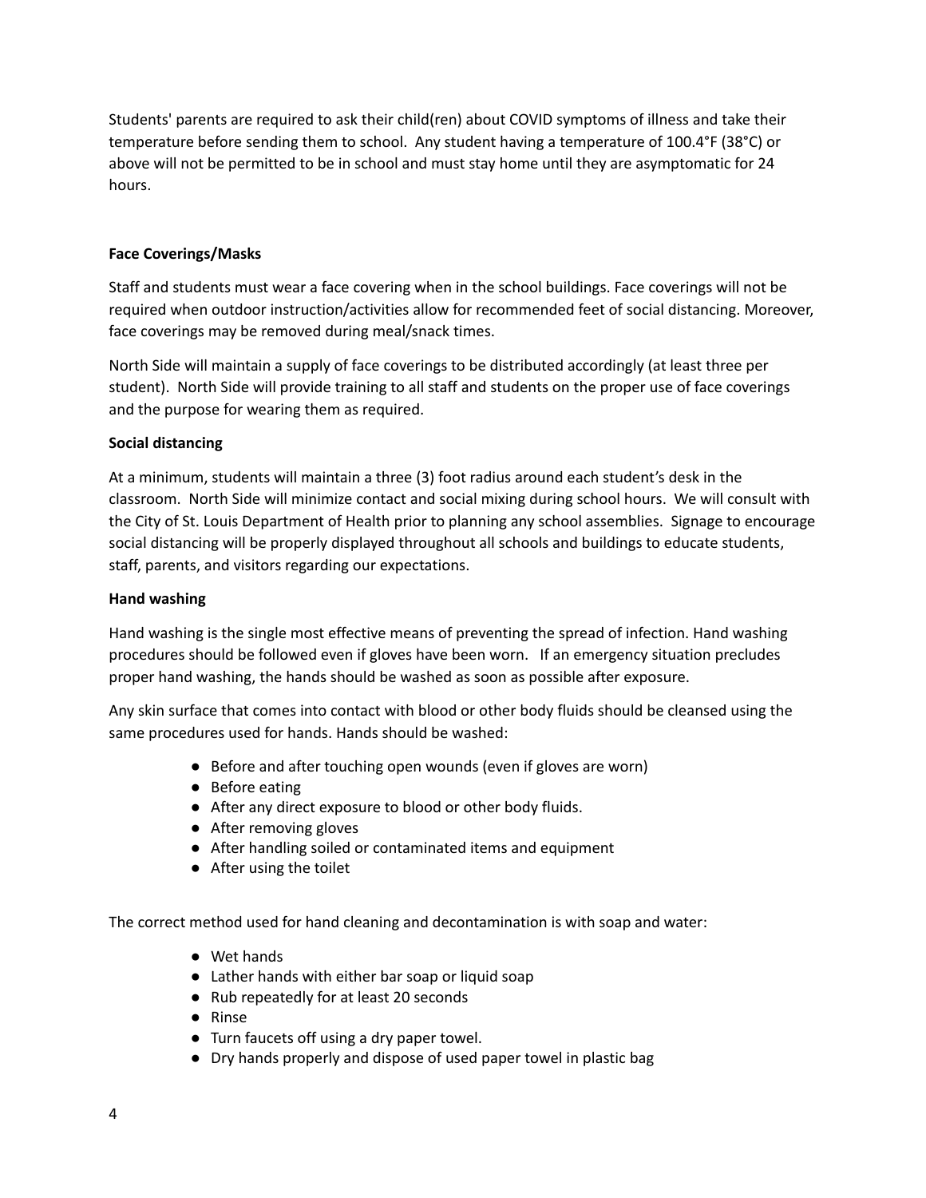Students' parents are required to ask their child(ren) about COVID symptoms of illness and take their temperature before sending them to school. Any student having a temperature of 100.4°F (38°C) or above will not be permitted to be in school and must stay home until they are asymptomatic for 24 hours.

**Face Coverings/Masks**

Staff and students must wear a face covering when in the school buildings. Face coverings will not be required when outdoor instruction/activities allow for recommended feet of social distancing. Moreover, face coverings may be removed during meal/snack times.

North Side will maintain a supply of face coverings to be distributed accordingly (at least three per student). North Side will provide training to all staff and students on the proper use of face coverings and the purpose for wearing them as required.

**Social distancing**

At a minimum, students will maintain a three (3) foot radius around each student's desk in the classroom. North Side will minimize contact and social mixing during school hours. We will consult with the City of St. Louis Department of Health prior to planning any school assemblies. Signage to encourage social distancing will be properly displayed throughout all schools and buildings to educate students, staff, parents, and visitors regarding our expectations.

**Hand washing**

Hand washing is the single most effective means of preventing the spread of infection. Hand washing procedures should be followed even if gloves have been worn. If an emergency situation precludes proper hand washing, the hands should be washed as soon as possible after exposure.

Any skin surface that comes into contact with blood or other body fluids should be cleansed using the same procedures used for hands. Hands should be washed:

- Before and after touching open wounds (even if gloves are worn)
- Before eating
- After any direct exposure to blood or other body fluids.
- After removing gloves
- After handling soiled or contaminated items and equipment
- After using the toilet

The correct method used for hand cleaning and decontamination is with soap and water:

- Wet hands
- Lather hands with either bar soap or liquid soap
- Rub repeatedly for at least 20 seconds
- Rinse
- Turn faucets off using a dry paper towel.
- Dry hands properly and dispose of used paper towel in plastic bag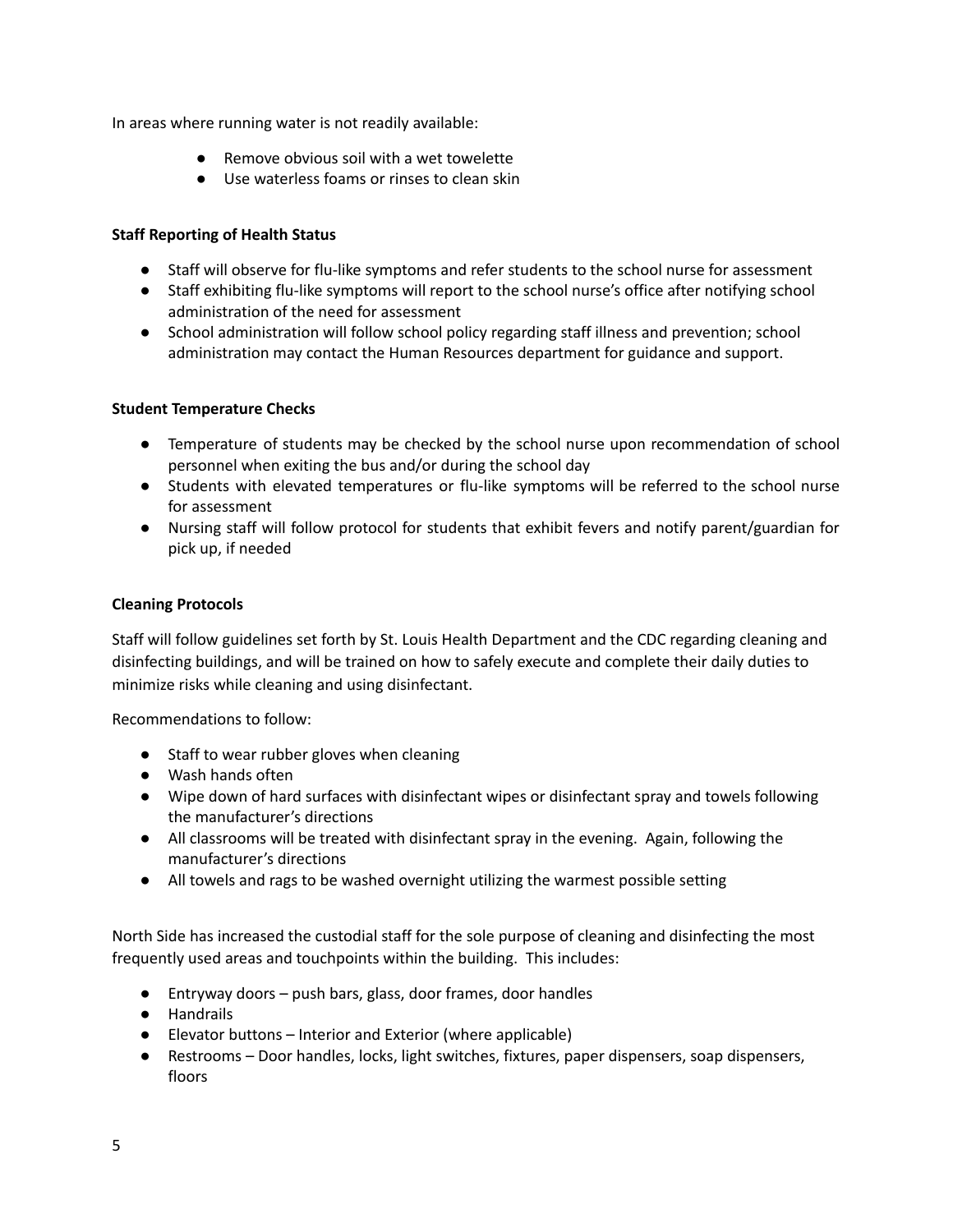In areas where running water is not readily available:

- Remove obvious soil with a wet towelette
- Use waterless foams or rinses to clean skin

**Staff Reporting of Health Status**

- Staff will observe for flu-like symptoms and refer students to the school nurse for assessment
- Staff exhibiting flu-like symptoms will report to the school nurse's office after notifying school administration of the need for assessment
- School administration will follow school policy regarding staff illness and prevention; school administration may contact the Human Resources department for guidance and support.

**Student Temperature Checks**

- Temperature of students may be checked by the school nurse upon recommendation of school personnel when exiting the bus and/or during the school day
- Students with elevated temperatures or flu-like symptoms will be referred to the school nurse for assessment
- Nursing staff will follow protocol for students that exhibit fevers and notify parent/guardian for pick up, if needed

**Cleaning Protocols**

Staff will follow guidelines set forth by St. Louis Health Department and the CDC regarding cleaning and disinfecting buildings, and will be trained on how to safely execute and complete their daily duties to minimize risks while cleaning and using disinfectant.

Recommendations to follow:

- Staff to wear rubber gloves when cleaning
- Wash hands often
- Wipe down of hard surfaces with disinfectant wipes or disinfectant spray and towels following the manufacturer's directions
- All classrooms will be treated with disinfectant spray in the evening. Again, following the manufacturer's directions
- All towels and rags to be washed overnight utilizing the warmest possible setting

North Side has increased the custodial staff for the sole purpose of cleaning and disinfecting the most frequently used areas and touchpoints within the building. This includes:

- Entryway doors – push bars, glass, door frames, door handles
- Handrails
- Elevator buttons – Interior and Exterior (where applicable)
- Restrooms – Door handles, locks, light switches, fixtures, paper dispensers, soap dispensers, floors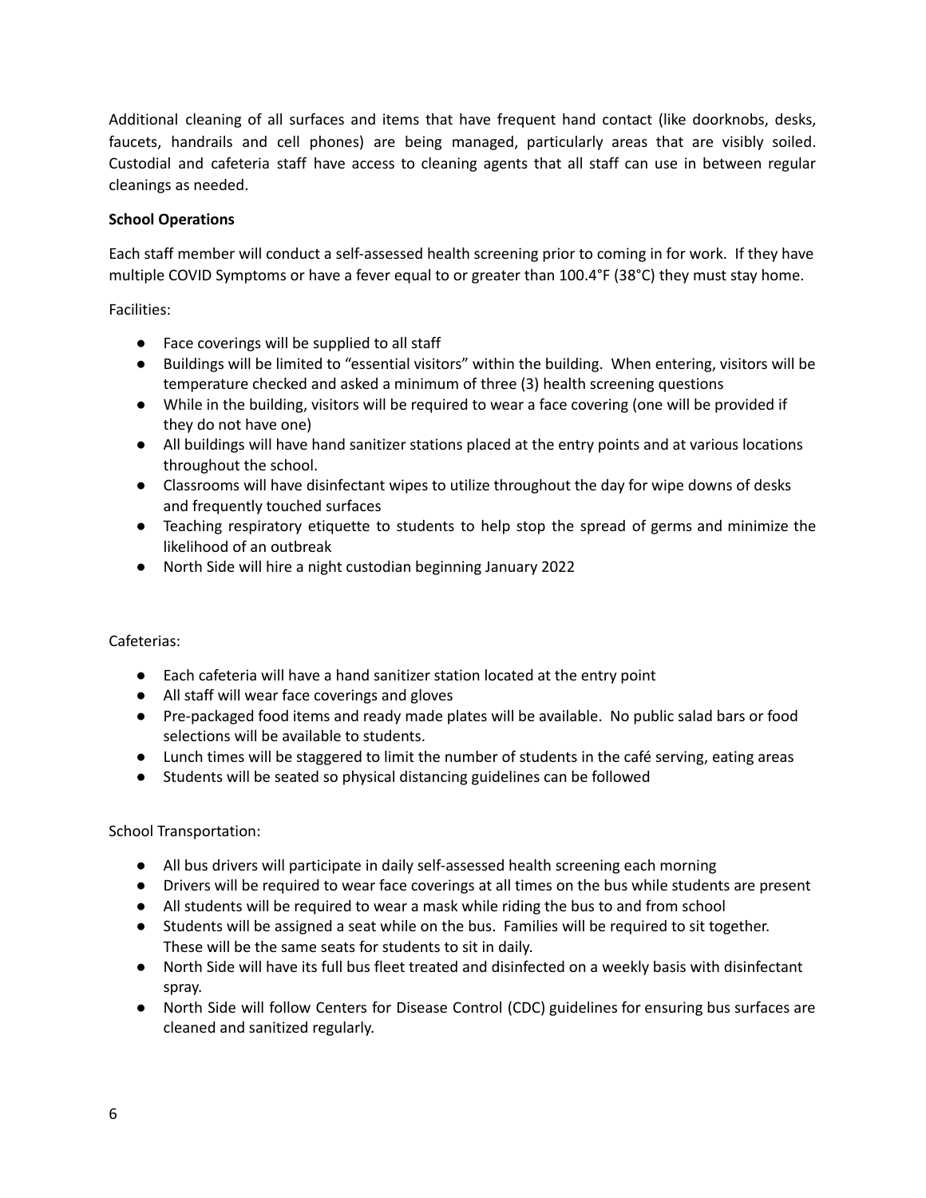Additional cleaning of all surfaces and items that have frequent hand contact (like doorknobs, desks, faucets, handrails and cell phones) are being managed, particularly areas that are visibly soiled. Custodial and cafeteria staff have access to cleaning agents that all staff can use in between regular cleanings as needed.

**School Operations**

Each staff member will conduct a self-assessed health screening prior to coming in for work. If they have multiple COVID Symptoms or have a fever equal to or greater than 100.4°F (38°C) they must stay home.

Facilities:

- Face coverings will be supplied to all staff
- Buildings will be limited to "essential visitors" within the building. When entering, visitors will be temperature checked and asked a minimum of three (3) health screening questions
- While in the building, visitors will be required to wear a face covering (one will be provided if they do not have one)
- All buildings will have hand sanitizer stations placed at the entry points and at various locations throughout the school.
- Classrooms will have disinfectant wipes to utilize throughout the day for wipe downs of desks and frequently touched surfaces
- Teaching respiratory etiquette to students to help stop the spread of germs and minimize the likelihood of an outbreak
- North Side will hire a night custodian beginning January 2022

Cafeterias:

- Each cafeteria will have a hand sanitizer station located at the entry point
- All staff will wear face coverings and gloves
- Pre-packaged food items and ready made plates will be available. No public salad bars or food selections will be available to students.
- Lunch times will be staggered to limit the number of students in the café serving, eating areas
- Students will be seated so physical distancing guidelines can be followed

School Transportation:

- All bus drivers will participate in daily self-assessed health screening each morning
- Drivers will be required to wear face coverings at all times on the bus while students are present
- All students will be required to wear a mask while riding the bus to and from school
- Students will be assigned a seat while on the bus. Families will be required to sit together. These will be the same seats for students to sit in daily.
- North Side will have its full bus fleet treated and disinfected on a weekly basis with disinfectant spray.
- North Side will follow Centers for Disease Control (CDC) guidelines for ensuring bus surfaces are cleaned and sanitized regularly.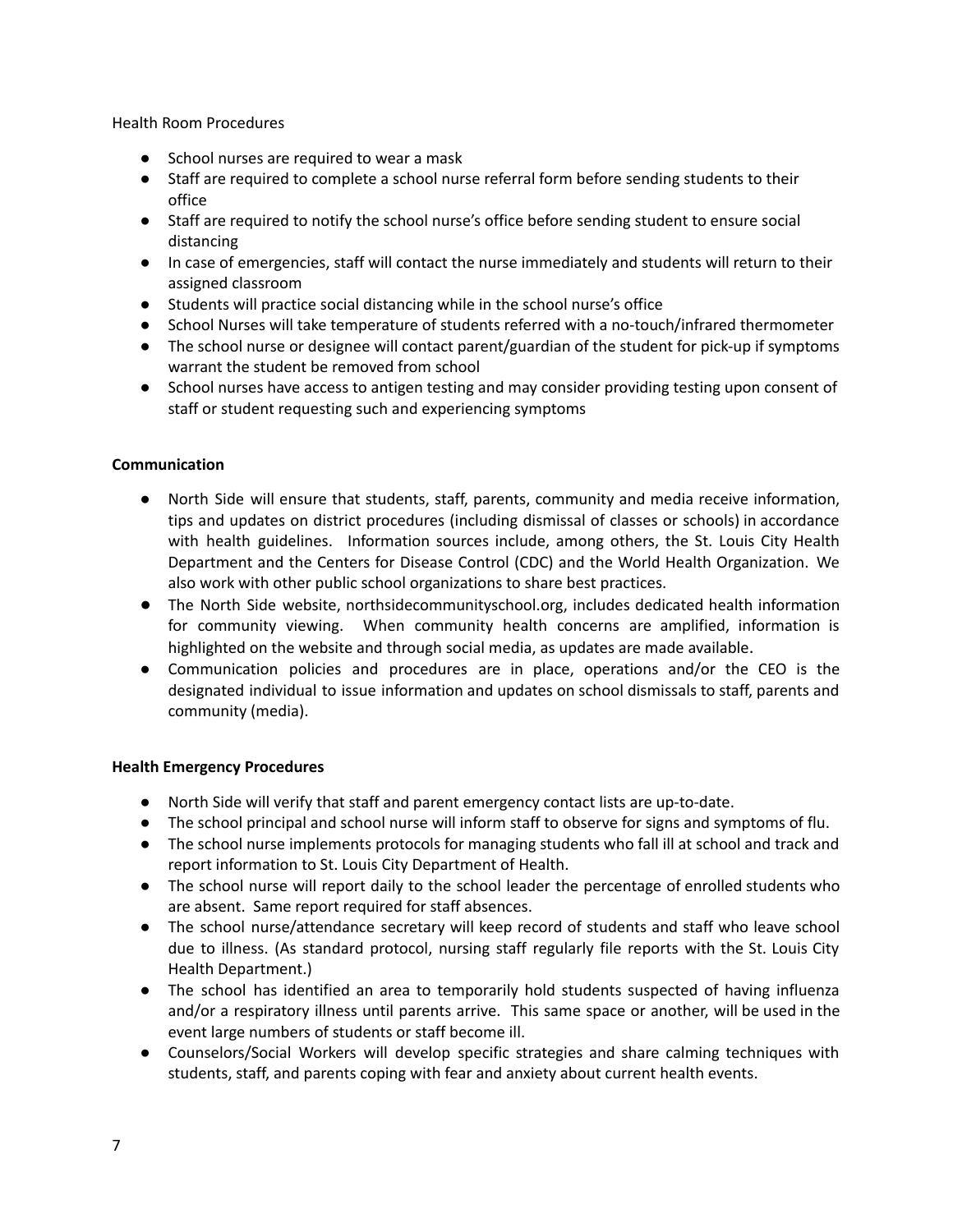Health Room Procedures

- School nurses are required to wear a mask
- Staff are required to complete a school nurse referral form before sending students to their office
- Staff are required to notify the school nurse's office before sending student to ensure social distancing
- In case of emergencies, staff will contact the nurse immediately and students will return to their assigned classroom
- Students will practice social distancing while in the school nurse's office
- School Nurses will take temperature of students referred with a no-touch/infrared thermometer
- The school nurse or designee will contact parent/guardian of the student for pick-up if symptoms warrant the student be removed from school
- School nurses have access to antigen testing and may consider providing testing upon consent of staff or student requesting such and experiencing symptoms

**Communication**

- North Side will ensure that students, staff, parents, community and media receive information, tips and updates on district procedures (including dismissal of classes or schools) in accordance with health guidelines. Information sources include, among others, the St. Louis City Health Department and the Centers for Disease Control (CDC) and the World Health Organization. We also work with other public school organizations to share best practices.
- The North Side website, northsidecommunityschool.org, includes dedicated health information for community viewing. When community health concerns are amplified, information is highlighted on the website and through social media, as updates are made available.
- Communication policies and procedures are in place, operations and/or the CEO is the designated individual to issue information and updates on school dismissals to staff, parents and community (media).

**Health Emergency Procedures**

- North Side will verify that staff and parent emergency contact lists are up-to-date.
- The school principal and school nurse will inform staff to observe for signs and symptoms of flu.
- The school nurse implements protocols for managing students who fall ill at school and track and report information to St. Louis City Department of Health.
- The school nurse will report daily to the school leader the percentage of enrolled students who are absent. Same report required for staff absences.
- The school nurse/attendance secretary will keep record of students and staff who leave school due to illness. (As standard protocol, nursing staff regularly file reports with the St. Louis City Health Department.)
- The school has identified an area to temporarily hold students suspected of having influenza and/or a respiratory illness until parents arrive. This same space or another, will be used in the event large numbers of students or staff become ill.
- Counselors/Social Workers will develop specific strategies and share calming techniques with students, staff, and parents coping with fear and anxiety about current health events.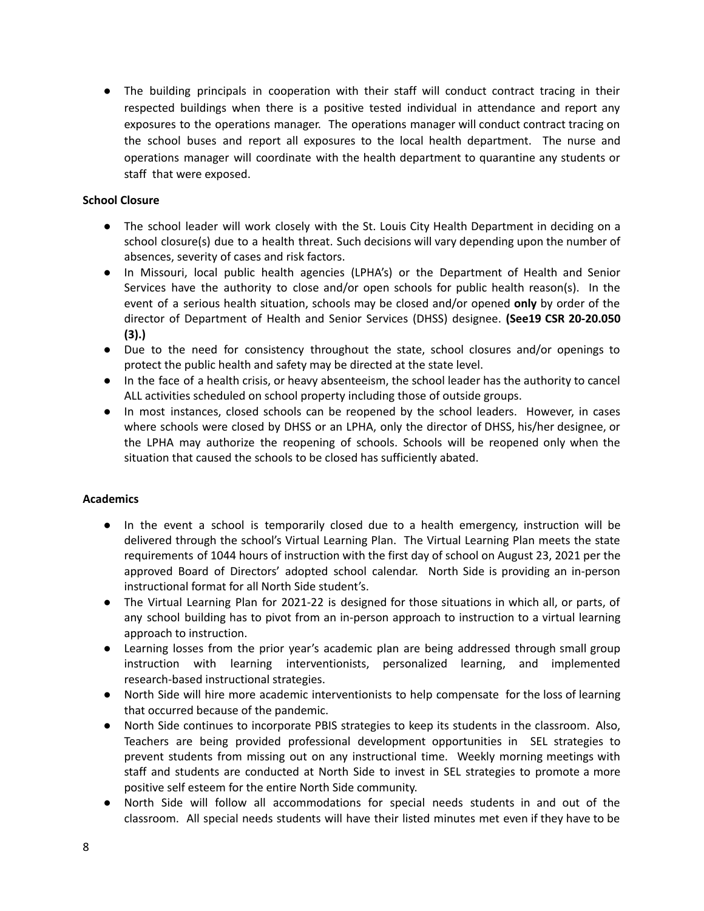- The building principals in cooperation with their staff will conduct contract tracing in their respected buildings when there is a positive tested individual in attendance and report any exposures to the operations manager. The operations manager will conduct contract tracing on the school buses and report all exposures to the local health department. The nurse and operations manager will coordinate with the health department to quarantine any students or staff that were exposed.

**School Closure**

- The school leader will work closely with the St. Louis City Health Department in deciding on a school closure(s) due to a health threat. Such decisions will vary depending upon the number of absences, severity of cases and risk factors.
- In Missouri, local public health agencies (LPHA's) or the Department of Health and Senior Services have the authority to close and/or open schools for public health reason(s). In the event of a serious health situation, schools may be closed and/or opened **only** by order of the director of Department of Health and Senior Services (DHSS) designee. **(See19 CSR 20-20.050 (3).)**
- Due to the need for consistency throughout the state, school closures and/or openings to protect the public health and safety may be directed at the state level.
- In the face of a health crisis, or heavy absenteeism, the school leader has the authority to cancel ALL activities scheduled on school property including those of outside groups.
- In most instances, closed schools can be reopened by the school leaders. However, in cases where schools were closed by DHSS or an LPHA, only the director of DHSS, his/her designee, or the LPHA may authorize the reopening of schools. Schools will be reopened only when the situation that caused the schools to be closed has sufficiently abated.

**Academics**

- In the event a school is temporarily closed due to a health emergency, instruction will be delivered through the school's Virtual Learning Plan. The Virtual Learning Plan meets the state requirements of 1044 hours of instruction with the first day of school on August 23, 2021 per the approved Board of Directors' adopted school calendar. North Side is providing an in-person instructional format for all North Side student's.
- The Virtual Learning Plan for 2021-22 is designed for those situations in which all, or parts, of any school building has to pivot from an in-person approach to instruction to a virtual learning approach to instruction.
- Learning losses from the prior year's academic plan are being addressed through small group instruction with learning interventionists, personalized learning, and implemented research-based instructional strategies.
- North Side will hire more academic interventionists to help compensate for the loss of learning that occurred because of the pandemic.
- North Side continues to incorporate PBIS strategies to keep its students in the classroom. Also, Teachers are being provided professional development opportunities in SEL strategies to prevent students from missing out on any instructional time. Weekly morning meetings with staff and students are conducted at North Side to invest in SEL strategies to promote a more positive self esteem for the entire North Side community.
- North Side will follow all accommodations for special needs students in and out of the classroom. All special needs students will have their listed minutes met even if they have to be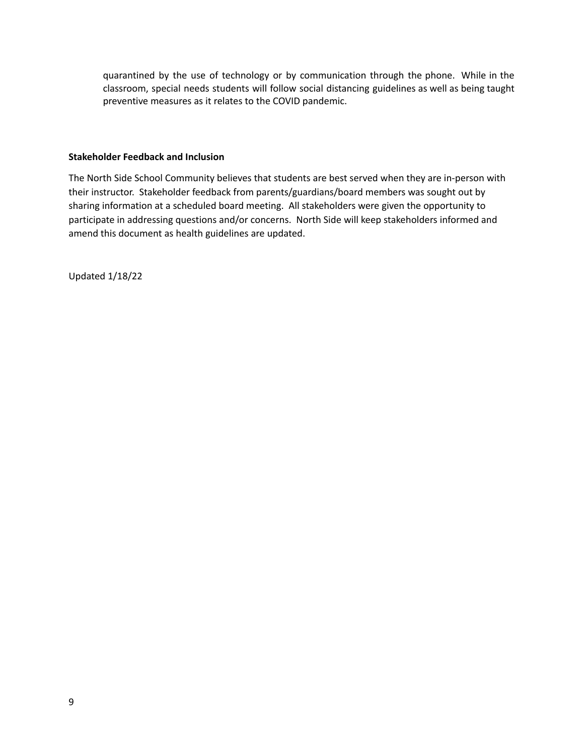quarantined by the use of technology or by communication through the phone. While in the classroom, special needs students will follow social distancing guidelines as well as being taught preventive measures as it relates to the COVID pandemic.

**Stakeholder Feedback and Inclusion**

The North Side School Community believes that students are best served when they are in-person with their instructor. Stakeholder feedback from parents/guardians/board members was sought out by sharing information at a scheduled board meeting. All stakeholders were given the opportunity to participate in addressing questions and/or concerns. North Side will keep stakeholders informed and amend this document as health guidelines are updated.

Updated 1/18/22